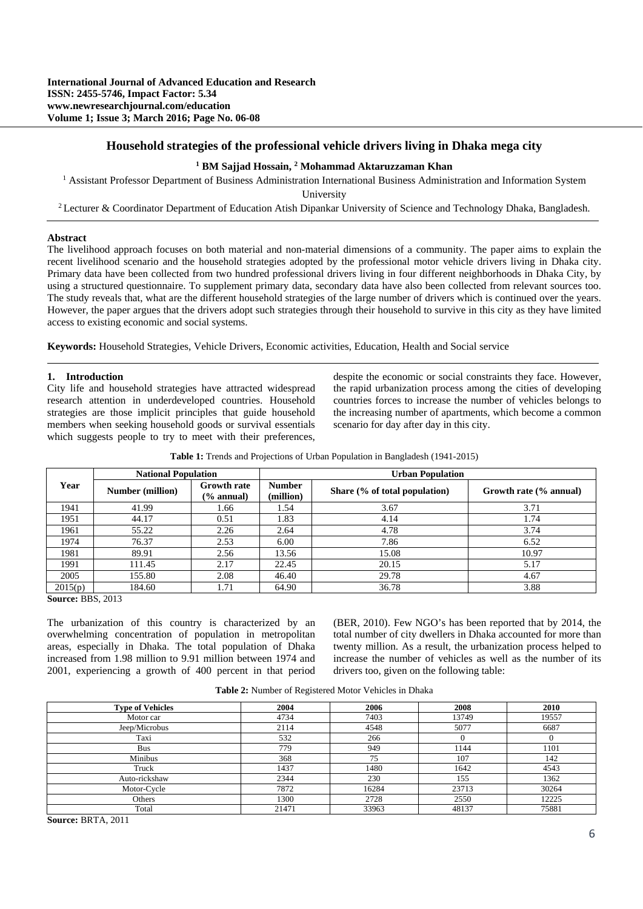International Journal of Advanced Education and Research
ISSN: 2455-5746, Impact Factor: 5.34
www.newresearchjournal.com/education
Volume 1; Issue 3; March 2016; Page No. 06-08

# Household strategies of the professional vehicle drivers living in Dhaka mega city

[1] BM Sajjad Hossain, [2] Mohammad Aktaruzzaman Khan

[1] Assistant Professor Department of Business Administration International Business Administration and Information System University

[2] Lecturer & Coordinator Department of Education Atish Dipankar University of Science and Technology Dhaka, Bangladesh.

**Abstract**

The livelihood approach focuses on both material and non-material dimensions of a community. The paper aims to explain the recent livelihood scenario and the household strategies adopted by the professional motor vehicle drivers living in Dhaka city. Primary data have been collected from two hundred professional drivers living in four different neighborhoods in Dhaka City, by using a structured questionnaire. To supplement primary data, secondary data have also been collected from relevant sources too. The study reveals that, what are the different household strategies of the large number of drivers which is continued over the years. However, the paper argues that the drivers adopt such strategies through their household to survive in this city as they have limited access to existing economic and social systems.

**Keywords:** Household Strategies, Vehicle Drivers, Economic activities, Education, Health and Social service

## 1. Introduction

City life and household strategies have attracted widespread research attention in underdeveloped countries. Household strategies are those implicit principles that guide household members when seeking household goods or survival essentials which suggests people to try to meet with their preferences, despite the economic or social constraints they face. However, the rapid urbanization process among the cities of developing countries forces to increase the number of vehicles belongs to the increasing number of apartments, which become a common scenario for day after day in this city.

**Table 1:** Trends and Projections of Urban Population in Bangladesh (1941-2015)

| Year | National Population | | Urban Population | | |
|---|---|---|---|---|---|
| | Number (million) | Growth rate (% annual) | Number (million) | Share (% of total population) | Growth rate (% annual) |
| 1941 | 41.99 | 1.66 | 1.54 | 3.67 | 3.71 |
| 1951 | 44.17 | 0.51 | 1.83 | 4.14 | 1.74 |
| 1961 | 55.22 | 2.26 | 2.64 | 4.78 | 3.74 |
| 1974 | 76.37 | 2.53 | 6.00 | 7.86 | 6.52 |
| 1981 | 89.91 | 2.56 | 13.56 | 15.08 | 10.97 |
| 1991 | 111.45 | 2.17 | 22.45 | 20.15 | 5.17 |
| 2005 | 155.80 | 2.08 | 46.40 | 29.78 | 4.67 |
| 2015(p) | 184.60 | 1.71 | 64.90 | 36.78 | 3.88 |

**Source:** BBS, 2013

The urbanization of this country is characterized by an overwhelming concentration of population in metropolitan areas, especially in Dhaka. The total population of Dhaka increased from 1.98 million to 9.91 million between 1974 and 2001, experiencing a growth of 400 percent in that period (BER, 2010). Few NGO's has been reported that by 2014, the total number of city dwellers in Dhaka accounted for more than twenty million. As a result, the urbanization process helped to increase the number of vehicles as well as the number of its drivers too, given on the following table:

**Table 2:** Number of Registered Motor Vehicles in Dhaka

| Type of Vehicles | 2004 | 2006 | 2008 | 2010 |
|---|---|---|---|---|
| Motor car | 4734 | 7403 | 13749 | 19557 |
| Jeep/Microbus | 2114 | 4548 | 5077 | 6687 |
| Taxi | 532 | 266 | 0 | 0 |
| Bus | 779 | 949 | 1144 | 1101 |
| Minibus | 368 | 75 | 107 | 142 |
| Truck | 1437 | 1480 | 1642 | 4543 |
| Auto-rickshaw | 2344 | 230 | 155 | 1362 |
| Motor-Cycle | 7872 | 16284 | 23713 | 30264 |
| Others | 1300 | 2728 | 2550 | 12225 |
| Total | 21471 | 33963 | 48137 | 75881 |

**Source:** BRTA, 2011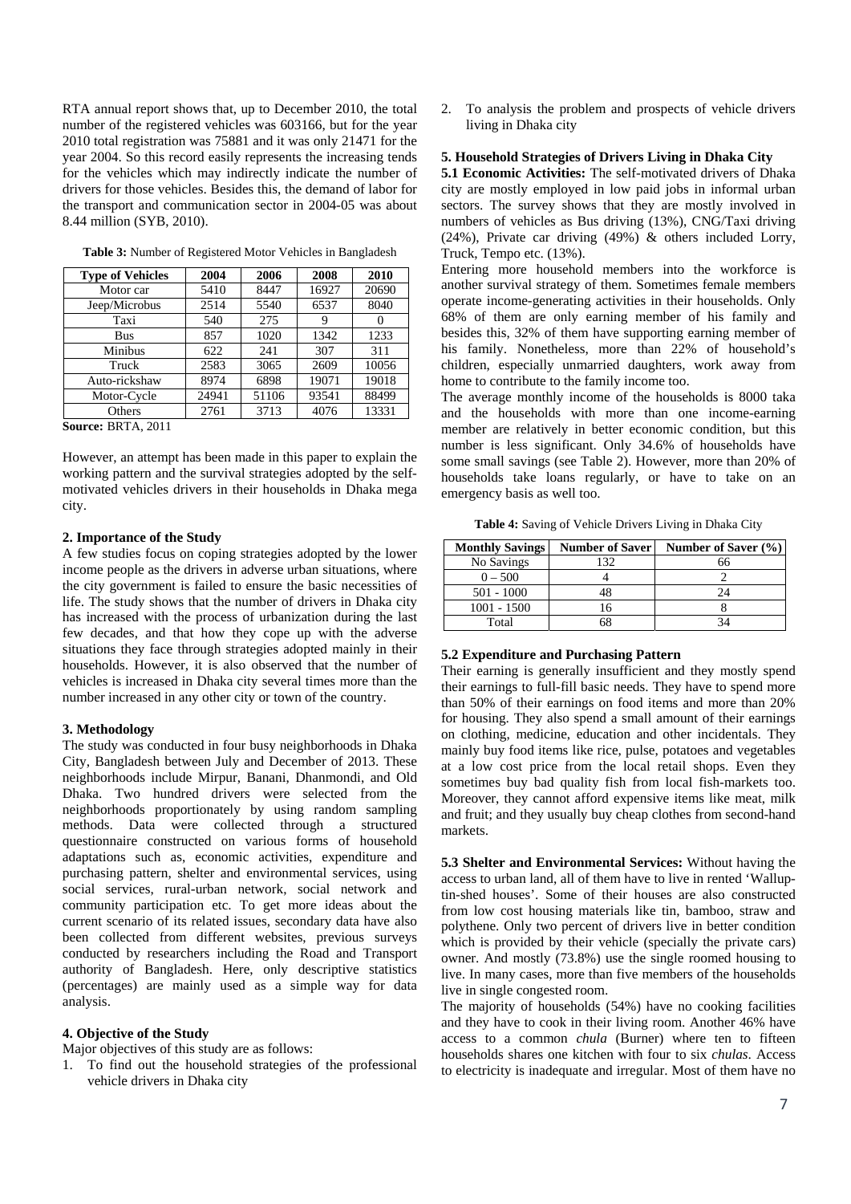RTA annual report shows that, up to December 2010, the total number of the registered vehicles was 603166, but for the year 2010 total registration was 75881 and it was only 21471 for the year 2004. So this record easily represents the increasing tends for the vehicles which may indirectly indicate the number of drivers for those vehicles. Besides this, the demand of labor for the transport and communication sector in 2004-05 was about 8.44 million (SYB, 2010).

**Table 3:** Number of Registered Motor Vehicles in Bangladesh

| Type of Vehicles | 2004 | 2006 | 2008 | 2010 |
|---|---|---|---|---|
| Motor car | 5410 | 8447 | 16927 | 20690 |
| Jeep/Microbus | 2514 | 5540 | 6537 | 8040 |
| Taxi | 540 | 275 | 9 | 0 |
| Bus | 857 | 1020 | 1342 | 1233 |
| Minibus | 622 | 241 | 307 | 311 |
| Truck | 2583 | 3065 | 2609 | 10056 |
| Auto-rickshaw | 8974 | 6898 | 19071 | 19018 |
| Motor-Cycle | 24941 | 51106 | 93541 | 88499 |
| Others | 2761 | 3713 | 4076 | 13331 |

**Source:** BRTA, 2011

However, an attempt has been made in this paper to explain the working pattern and the survival strategies adopted by the self-motivated vehicles drivers in their households in Dhaka mega city.

**2. Importance of the Study**

A few studies focus on coping strategies adopted by the lower income people as the drivers in adverse urban situations, where the city government is failed to ensure the basic necessities of life. The study shows that the number of drivers in Dhaka city has increased with the process of urbanization during the last few decades, and that how they cope up with the adverse situations they face through strategies adopted mainly in their households. However, it is also observed that the number of vehicles is increased in Dhaka city several times more than the number increased in any other city or town of the country.

**3. Methodology**

The study was conducted in four busy neighborhoods in Dhaka City, Bangladesh between July and December of 2013. These neighborhoods include Mirpur, Banani, Dhanmondi, and Old Dhaka. Two hundred drivers were selected from the neighborhoods proportionately by using random sampling methods. Data were collected through a structured questionnaire constructed on various forms of household adaptations such as, economic activities, expenditure and purchasing pattern, shelter and environmental services, using social services, rural-urban network, social network and community participation etc. To get more ideas about the current scenario of its related issues, secondary data have also been collected from different websites, previous surveys conducted by researchers including the Road and Transport authority of Bangladesh. Here, only descriptive statistics (percentages) are mainly used as a simple way for data analysis.

**4. Objective of the Study**

Major objectives of this study are as follows:

1. To find out the household strategies of the professional vehicle drivers in Dhaka city
2. To analysis the problem and prospects of vehicle drivers living in Dhaka city

**5. Household Strategies of Drivers Living in Dhaka City**

**5.1 Economic Activities:** The self-motivated drivers of Dhaka city are mostly employed in low paid jobs in informal urban sectors. The survey shows that they are mostly involved in numbers of vehicles as Bus driving (13%), CNG/Taxi driving (24%), Private car driving (49%) & others included Lorry, Truck, Tempo etc. (13%).

Entering more household members into the workforce is another survival strategy of them. Sometimes female members operate income-generating activities in their households. Only 68% of them are only earning member of his family and besides this, 32% of them have supporting earning member of his family. Nonetheless, more than 22% of household's children, especially unmarried daughters, work away from home to contribute to the family income too.

The average monthly income of the households is 8000 taka and the households with more than one income-earning member are relatively in better economic condition, but this number is less significant. Only 34.6% of households have some small savings (see Table 2). However, more than 20% of households take loans regularly, or have to take on an emergency basis as well too.

**Table 4:** Saving of Vehicle Drivers Living in Dhaka City

| Monthly Savings | Number of Saver | Number of Saver (%) |
|---|---|---|
| No Savings | 132 | 66 |
| 0 – 500 | 4 | 2 |
| 501 - 1000 | 48 | 24 |
| 1001 - 1500 | 16 | 8 |
| Total | 68 | 34 |

**5.2 Expenditure and Purchasing Pattern**

Their earning is generally insufficient and they mostly spend their earnings to full-fill basic needs. They have to spend more than 50% of their earnings on food items and more than 20% for housing. They also spend a small amount of their earnings on clothing, medicine, education and other incidentals. They mainly buy food items like rice, pulse, potatoes and vegetables at a low cost price from the local retail shops. Even they sometimes buy bad quality fish from local fish-markets too. Moreover, they cannot afford expensive items like meat, milk and fruit; and they usually buy cheap clothes from second-hand markets.

**5.3 Shelter and Environmental Services:** Without having the access to urban land, all of them have to live in rented 'Wallup-tin-shed houses'. Some of their houses are also constructed from low cost housing materials like tin, bamboo, straw and polythene. Only two percent of drivers live in better condition which is provided by their vehicle (specially the private cars) owner. And mostly (73.8%) use the single roomed housing to live. In many cases, more than five members of the households live in single congested room.

The majority of households (54%) have no cooking facilities and they have to cook in their living room. Another 46% have access to a common *chula* (Burner) where ten to fifteen households shares one kitchen with four to six *chulas*. Access to electricity is inadequate and irregular. Most of them have no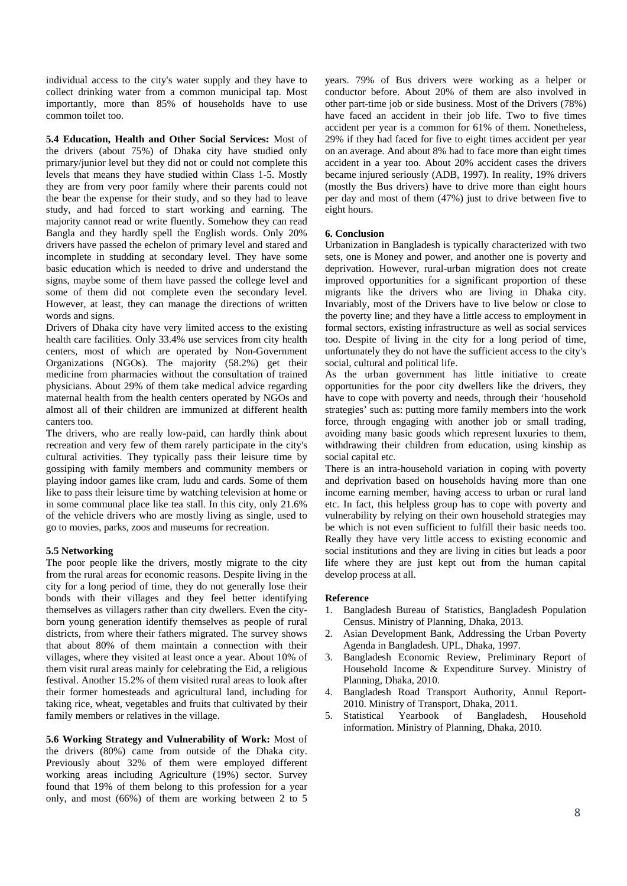individual access to the city's water supply and they have to collect drinking water from a common municipal tap. Most importantly, more than 85% of households have to use common toilet too.

**5.4 Education, Health and Other Social Services:** Most of the drivers (about 75%) of Dhaka city have studied only primary/junior level but they did not or could not complete this levels that means they have studied within Class 1-5. Mostly they are from very poor family where their parents could not the bear the expense for their study, and so they had to leave study, and had forced to start working and earning. The majority cannot read or write fluently. Somehow they can read Bangla and they hardly spell the English words. Only 20% drivers have passed the echelon of primary level and stared and incomplete in studding at secondary level. They have some basic education which is needed to drive and understand the signs, maybe some of them have passed the college level and some of them did not complete even the secondary level. However, at least, they can manage the directions of written words and signs.

Drivers of Dhaka city have very limited access to the existing health care facilities. Only 33.4% use services from city health centers, most of which are operated by Non-Government Organizations (NGOs). The majority (58.2%) get their medicine from pharmacies without the consultation of trained physicians. About 29% of them take medical advice regarding maternal health from the health centers operated by NGOs and almost all of their children are immunized at different health canters too.

The drivers, who are really low-paid, can hardly think about recreation and very few of them rarely participate in the city's cultural activities. They typically pass their leisure time by gossiping with family members and community members or playing indoor games like cram, ludu and cards. Some of them like to pass their leisure time by watching television at home or in some communal place like tea stall. In this city, only 21.6% of the vehicle drivers who are mostly living as single, used to go to movies, parks, zoos and museums for recreation.

**5.5 Networking**

The poor people like the drivers, mostly migrate to the city from the rural areas for economic reasons. Despite living in the city for a long period of time, they do not generally lose their bonds with their villages and they feel better identifying themselves as villagers rather than city dwellers. Even the city-born young generation identify themselves as people of rural districts, from where their fathers migrated. The survey shows that about 80% of them maintain a connection with their villages, where they visited at least once a year. About 10% of them visit rural areas mainly for celebrating the Eid, a religious festival. Another 15.2% of them visited rural areas to look after their former homesteads and agricultural land, including for taking rice, wheat, vegetables and fruits that cultivated by their family members or relatives in the village.

**5.6 Working Strategy and Vulnerability of Work:** Most of the drivers (80%) came from outside of the Dhaka city. Previously about 32% of them were employed different working areas including Agriculture (19%) sector. Survey found that 19% of them belong to this profession for a year only, and most (66%) of them are working between 2 to 5 years. 79% of Bus drivers were working as a helper or conductor before. About 20% of them are also involved in other part-time job or side business. Most of the Drivers (78%) have faced an accident in their job life. Two to five times accident per year is a common for 61% of them. Nonetheless, 29% if they had faced for five to eight times accident per year on an average. And about 8% had to face more than eight times accident in a year too. About 20% accident cases the drivers became injured seriously (ADB, 1997). In reality, 19% drivers (mostly the Bus drivers) have to drive more than eight hours per day and most of them (47%) just to drive between five to eight hours.

**6. Conclusion**

Urbanization in Bangladesh is typically characterized with two sets, one is Money and power, and another one is poverty and deprivation. However, rural-urban migration does not create improved opportunities for a significant proportion of these migrants like the drivers who are living in Dhaka city. Invariably, most of the Drivers have to live below or close to the poverty line; and they have a little access to employment in formal sectors, existing infrastructure as well as social services too. Despite of living in the city for a long period of time, unfortunately they do not have the sufficient access to the city's social, cultural and political life.

As the urban government has little initiative to create opportunities for the poor city dwellers like the drivers, they have to cope with poverty and needs, through their 'household strategies' such as: putting more family members into the work force, through engaging with another job or small trading, avoiding many basic goods which represent luxuries to them, withdrawing their children from education, using kinship as social capital etc.

There is an intra-household variation in coping with poverty and deprivation based on households having more than one income earning member, having access to urban or rural land etc. In fact, this helpless group has to cope with poverty and vulnerability by relying on their own household strategies may be which is not even sufficient to fulfill their basic needs too. Really they have very little access to existing economic and social institutions and they are living in cities but leads a poor life where they are just kept out from the human capital develop process at all.

**Reference**

1. Bangladesh Bureau of Statistics, Bangladesh Population Census. Ministry of Planning, Dhaka, 2013.
2. Asian Development Bank, Addressing the Urban Poverty Agenda in Bangladesh. UPL, Dhaka, 1997.
3. Bangladesh Economic Review, Preliminary Report of Household Income & Expenditure Survey. Ministry of Planning, Dhaka, 2010.
4. Bangladesh Road Transport Authority, Annul Report-2010. Ministry of Transport, Dhaka, 2011.
5. Statistical Yearbook of Bangladesh, Household information. Ministry of Planning, Dhaka, 2010.